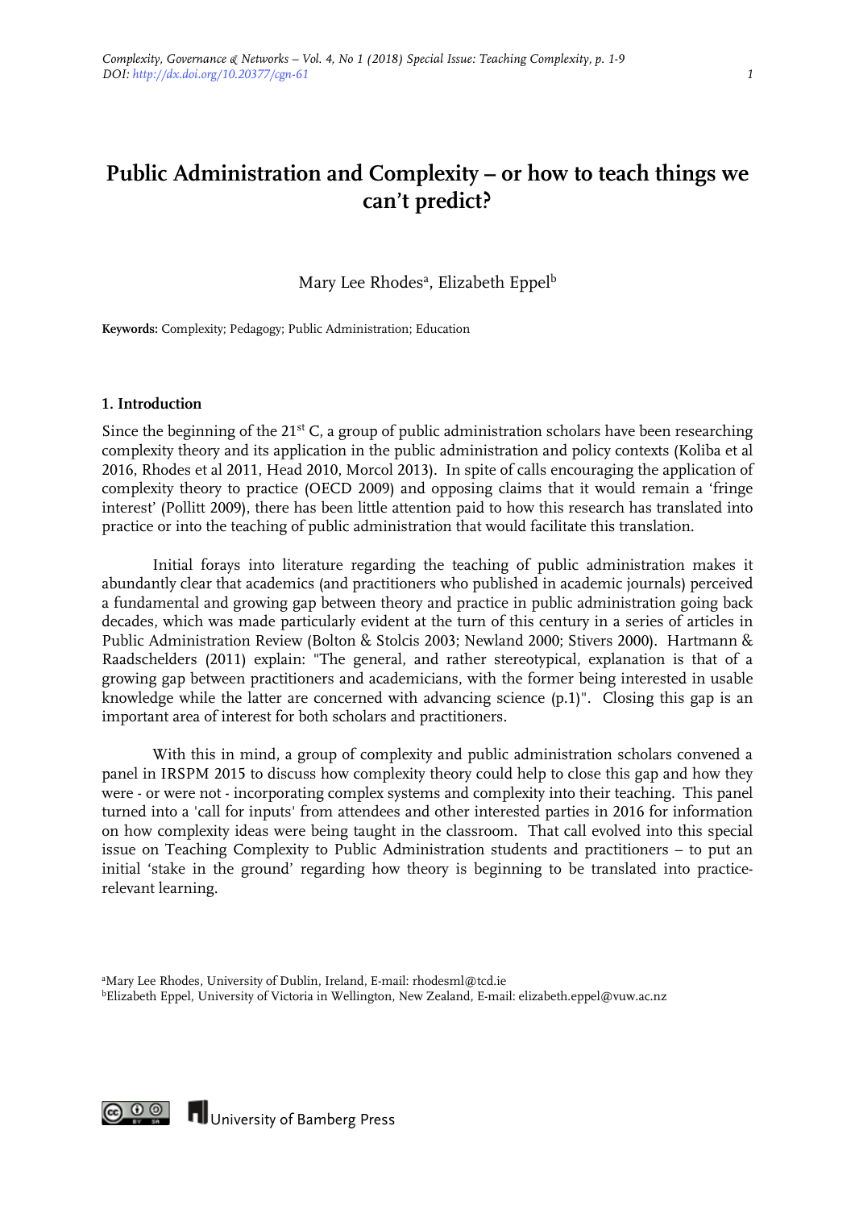# Public Administration and Complexity – or how to teach things we can't predict?

Mary Lee Rhodes[a], Elizabeth Eppel[b]

**Keywords:** Complexity; Pedagogy; Public Administration; Education

## 1. Introduction

Since the beginning of the 21st C, a group of public administration scholars have been researching complexity theory and its application in the public administration and policy contexts (Koliba et al 2016, Rhodes et al 2011, Head 2010, Morcol 2013). In spite of calls encouraging the application of complexity theory to practice (OECD 2009) and opposing claims that it would remain a 'fringe interest' (Pollitt 2009), there has been little attention paid to how this research has translated into practice or into the teaching of public administration that would facilitate this translation.

Initial forays into literature regarding the teaching of public administration makes it abundantly clear that academics (and practitioners who published in academic journals) perceived a fundamental and growing gap between theory and practice in public administration going back decades, which was made particularly evident at the turn of this century in a series of articles in Public Administration Review (Bolton & Stolcis 2003; Newland 2000; Stivers 2000). Hartmann & Raadschelders (2011) explain: "The general, and rather stereotypical, explanation is that of a growing gap between practitioners and academicians, with the former being interested in usable knowledge while the latter are concerned with advancing science (p.1)". Closing this gap is an important area of interest for both scholars and practitioners.

With this in mind, a group of complexity and public administration scholars convened a panel in IRSPM 2015 to discuss how complexity theory could help to close this gap and how they were - or were not - incorporating complex systems and complexity into their teaching. This panel turned into a 'call for inputs' from attendees and other interested parties in 2016 for information on how complexity ideas were being taught in the classroom. That call evolved into this special issue on Teaching Complexity to Public Administration students and practitioners – to put an initial 'stake in the ground' regarding how theory is beginning to be translated into practice-relevant learning.

[a]Mary Lee Rhodes, University of Dublin, Ireland, E-mail: rhodesml@tcd.ie
[b]Elizabeth Eppel, University of Victoria in Wellington, New Zealand, E-mail: elizabeth.eppel@vuw.ac.nz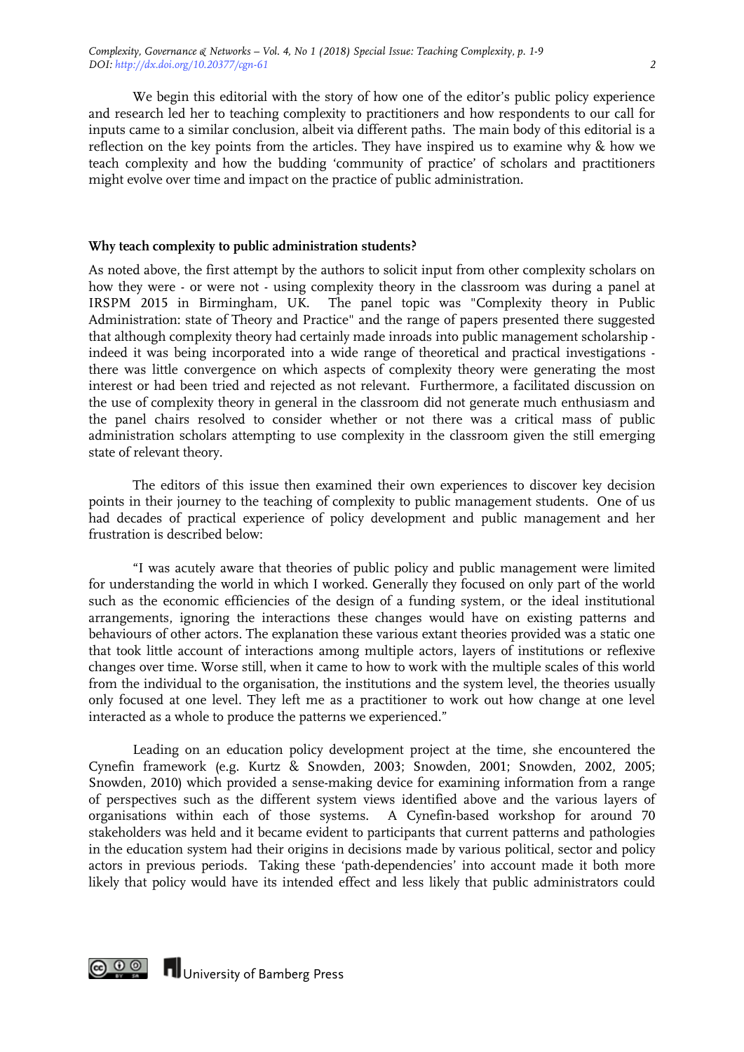We begin this editorial with the story of how one of the editor's public policy experience and research led her to teaching complexity to practitioners and how respondents to our call for inputs came to a similar conclusion, albeit via different paths. The main body of this editorial is a reflection on the key points from the articles. They have inspired us to examine why & how we teach complexity and how the budding 'community of practice' of scholars and practitioners might evolve over time and impact on the practice of public administration.

## Why teach complexity to public administration students?

As noted above, the first attempt by the authors to solicit input from other complexity scholars on how they were - or were not - using complexity theory in the classroom was during a panel at IRSPM 2015 in Birmingham, UK. The panel topic was "Complexity theory in Public Administration: state of Theory and Practice" and the range of papers presented there suggested that although complexity theory had certainly made inroads into public management scholarship - indeed it was being incorporated into a wide range of theoretical and practical investigations - there was little convergence on which aspects of complexity theory were generating the most interest or had been tried and rejected as not relevant. Furthermore, a facilitated discussion on the use of complexity theory in general in the classroom did not generate much enthusiasm and the panel chairs resolved to consider whether or not there was a critical mass of public administration scholars attempting to use complexity in the classroom given the still emerging state of relevant theory.

The editors of this issue then examined their own experiences to discover key decision points in their journey to the teaching of complexity to public management students. One of us had decades of practical experience of policy development and public management and her frustration is described below:

"I was acutely aware that theories of public policy and public management were limited for understanding the world in which I worked. Generally they focused on only part of the world such as the economic efficiencies of the design of a funding system, or the ideal institutional arrangements, ignoring the interactions these changes would have on existing patterns and behaviours of other actors. The explanation these various extant theories provided was a static one that took little account of interactions among multiple actors, layers of institutions or reflexive changes over time. Worse still, when it came to how to work with the multiple scales of this world from the individual to the organisation, the institutions and the system level, the theories usually only focused at one level. They left me as a practitioner to work out how change at one level interacted as a whole to produce the patterns we experienced."

Leading on an education policy development project at the time, she encountered the Cynefin framework (e.g. Kurtz & Snowden, 2003; Snowden, 2001; Snowden, 2002, 2005; Snowden, 2010) which provided a sense-making device for examining information from a range of perspectives such as the different system views identified above and the various layers of organisations within each of those systems. A Cynefin-based workshop for around 70 stakeholders was held and it became evident to participants that current patterns and pathologies in the education system had their origins in decisions made by various political, sector and policy actors in previous periods. Taking these 'path-dependencies' into account made it both more likely that policy would have its intended effect and less likely that public administrators could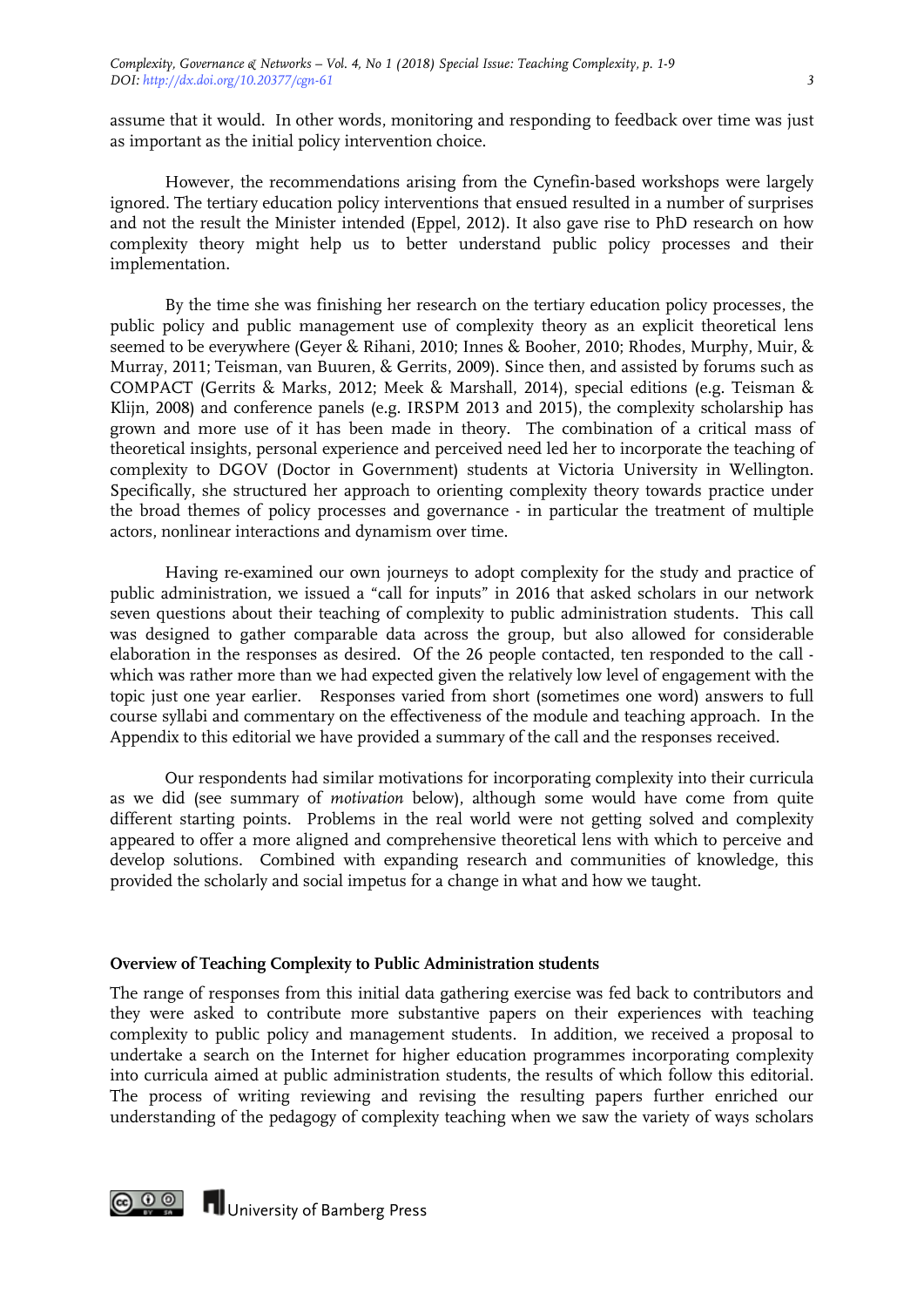assume that it would. In other words, monitoring and responding to feedback over time was just as important as the initial policy intervention choice.

However, the recommendations arising from the Cynefin-based workshops were largely ignored. The tertiary education policy interventions that ensued resulted in a number of surprises and not the result the Minister intended (Eppel, 2012). It also gave rise to PhD research on how complexity theory might help us to better understand public policy processes and their implementation.

By the time she was finishing her research on the tertiary education policy processes, the public policy and public management use of complexity theory as an explicit theoretical lens seemed to be everywhere (Geyer & Rihani, 2010; Innes & Booher, 2010; Rhodes, Murphy, Muir, & Murray, 2011; Teisman, van Buuren, & Gerrits, 2009). Since then, and assisted by forums such as COMPACT (Gerrits & Marks, 2012; Meek & Marshall, 2014), special editions (e.g. Teisman & Klijn, 2008) and conference panels (e.g. IRSPM 2013 and 2015), the complexity scholarship has grown and more use of it has been made in theory. The combination of a critical mass of theoretical insights, personal experience and perceived need led her to incorporate the teaching of complexity to DGOV (Doctor in Government) students at Victoria University in Wellington. Specifically, she structured her approach to orienting complexity theory towards practice under the broad themes of policy processes and governance - in particular the treatment of multiple actors, nonlinear interactions and dynamism over time.

Having re-examined our own journeys to adopt complexity for the study and practice of public administration, we issued a "call for inputs" in 2016 that asked scholars in our network seven questions about their teaching of complexity to public administration students. This call was designed to gather comparable data across the group, but also allowed for considerable elaboration in the responses as desired. Of the 26 people contacted, ten responded to the call - which was rather more than we had expected given the relatively low level of engagement with the topic just one year earlier. Responses varied from short (sometimes one word) answers to full course syllabi and commentary on the effectiveness of the module and teaching approach. In the Appendix to this editorial we have provided a summary of the call and the responses received.

Our respondents had similar motivations for incorporating complexity into their curricula as we did (see summary of *motivation* below), although some would have come from quite different starting points. Problems in the real world were not getting solved and complexity appeared to offer a more aligned and comprehensive theoretical lens with which to perceive and develop solutions. Combined with expanding research and communities of knowledge, this provided the scholarly and social impetus for a change in what and how we taught.

## Overview of Teaching Complexity to Public Administration students

The range of responses from this initial data gathering exercise was fed back to contributors and they were asked to contribute more substantive papers on their experiences with teaching complexity to public policy and management students. In addition, we received a proposal to undertake a search on the Internet for higher education programmes incorporating complexity into curricula aimed at public administration students, the results of which follow this editorial. The process of writing reviewing and revising the resulting papers further enriched our understanding of the pedagogy of complexity teaching when we saw the variety of ways scholars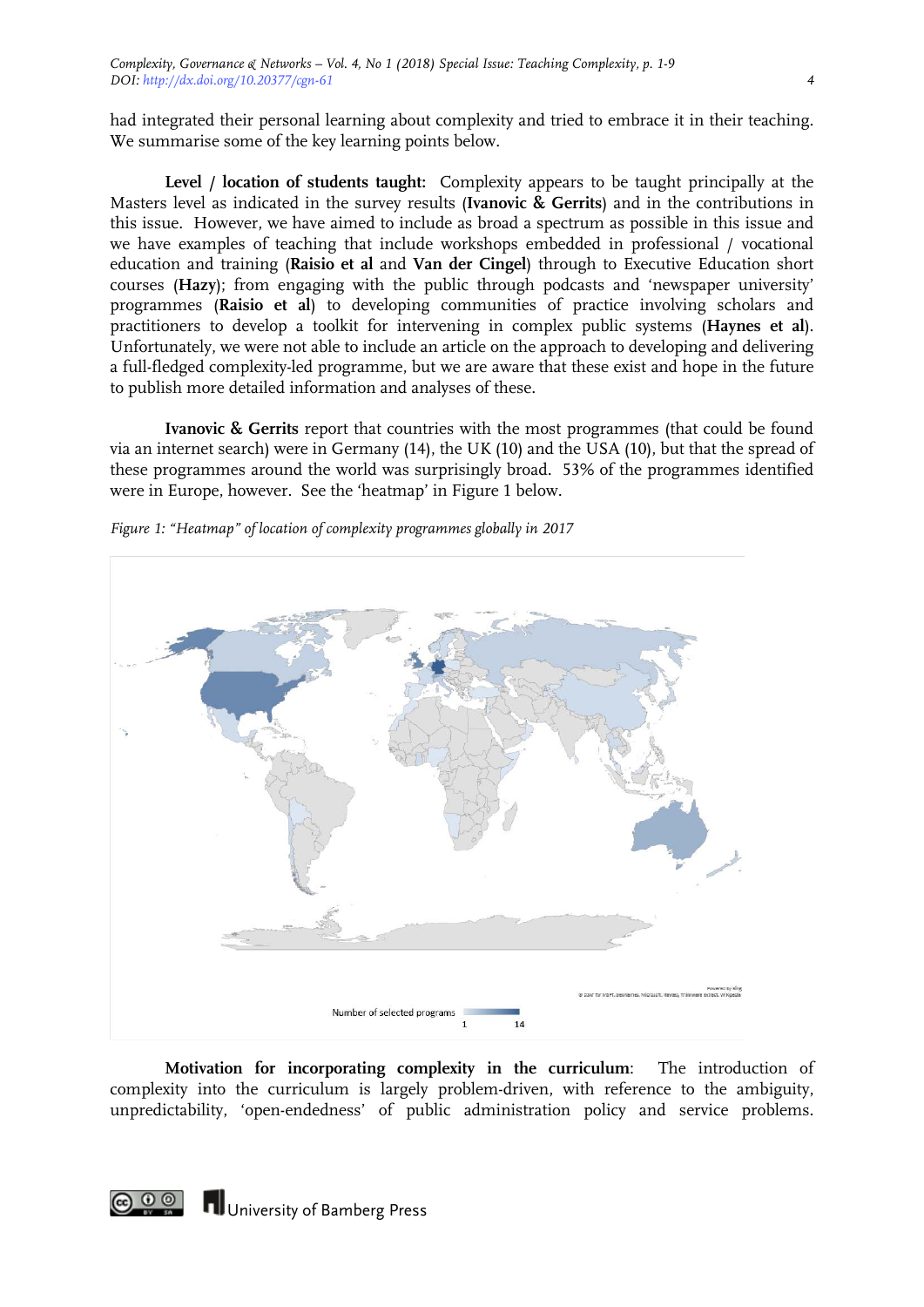had integrated their personal learning about complexity and tried to embrace it in their teaching. We summarise some of the key learning points below.

**Level / location of students taught:** Complexity appears to be taught principally at the Masters level as indicated in the survey results (**Ivanovic & Gerrits**) and in the contributions in this issue. However, we have aimed to include as broad a spectrum as possible in this issue and we have examples of teaching that include workshops embedded in professional / vocational education and training (**Raisio et al** and **Van der Cingel**) through to Executive Education short courses (**Hazy**); from engaging with the public through podcasts and 'newspaper university' programmes (**Raisio et al**) to developing communities of practice involving scholars and practitioners to develop a toolkit for intervening in complex public systems (**Haynes et al**). Unfortunately, we were not able to include an article on the approach to developing and delivering a full-fledged complexity-led programme, but we are aware that these exist and hope in the future to publish more detailed information and analyses of these.

**Ivanovic & Gerrits** report that countries with the most programmes (that could be found via an internet search) were in Germany (14), the UK (10) and the USA (10), but that the spread of these programmes around the world was surprisingly broad. 53% of the programmes identified were in Europe, however. See the 'heatmap' in Figure 1 below.

*Figure 1: "Heatmap" of location of complexity programmes globally in 2017*

Number of selected programs 1 14

**Motivation for incorporating complexity in the curriculum**: The introduction of complexity into the curriculum is largely problem-driven, with reference to the ambiguity, unpredictability, 'open-endedness' of public administration policy and service problems.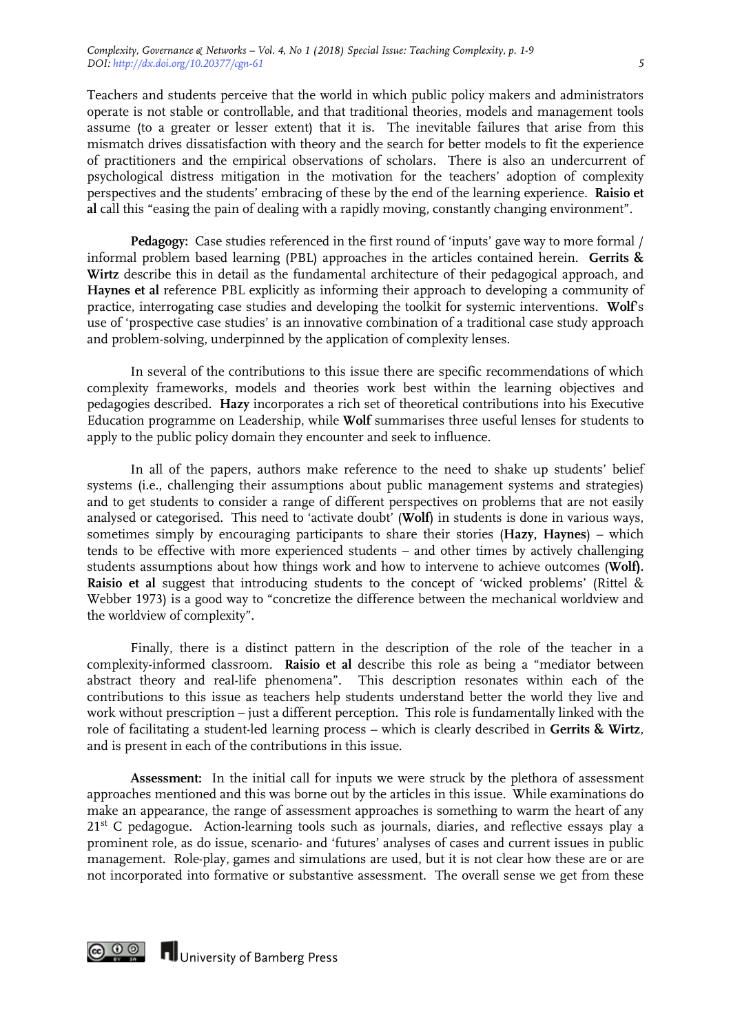Teachers and students perceive that the world in which public policy makers and administrators operate is not stable or controllable, and that traditional theories, models and management tools assume (to a greater or lesser extent) that it is. The inevitable failures that arise from this mismatch drives dissatisfaction with theory and the search for better models to fit the experience of practitioners and the empirical observations of scholars. There is also an undercurrent of psychological distress mitigation in the motivation for the teachers' adoption of complexity perspectives and the students' embracing of these by the end of the learning experience. **Raisio et al** call this "easing the pain of dealing with a rapidly moving, constantly changing environment".

**Pedagogy:** Case studies referenced in the first round of 'inputs' gave way to more formal / informal problem based learning (PBL) approaches in the articles contained herein. **Gerrits & Wirtz** describe this in detail as the fundamental architecture of their pedagogical approach, and **Haynes et al** reference PBL explicitly as informing their approach to developing a community of practice, interrogating case studies and developing the toolkit for systemic interventions. **Wolf**'s use of 'prospective case studies' is an innovative combination of a traditional case study approach and problem-solving, underpinned by the application of complexity lenses.

In several of the contributions to this issue there are specific recommendations of which complexity frameworks, models and theories work best within the learning objectives and pedagogies described. **Hazy** incorporates a rich set of theoretical contributions into his Executive Education programme on Leadership, while **Wolf** summarises three useful lenses for students to apply to the public policy domain they encounter and seek to influence.

In all of the papers, authors make reference to the need to shake up students' belief systems (i.e., challenging their assumptions about public management systems and strategies) and to get students to consider a range of different perspectives on problems that are not easily analysed or categorised. This need to 'activate doubt' (**Wolf**) in students is done in various ways, sometimes simply by encouraging participants to share their stories (**Hazy, Haynes**) – which tends to be effective with more experienced students – and other times by actively challenging students assumptions about how things work and how to intervene to achieve outcomes (**Wolf). Raisio et al** suggest that introducing students to the concept of 'wicked problems' (Rittel & Webber 1973) is a good way to "concretize the difference between the mechanical worldview and the worldview of complexity".

Finally, there is a distinct pattern in the description of the role of the teacher in a complexity-informed classroom. **Raisio et al** describe this role as being a "mediator between abstract theory and real-life phenomena". This description resonates within each of the contributions to this issue as teachers help students understand better the world they live and work without prescription – just a different perception. This role is fundamentally linked with the role of facilitating a student-led learning process – which is clearly described in **Gerrits & Wirtz**, and is present in each of the contributions in this issue.

**Assessment:** In the initial call for inputs we were struck by the plethora of assessment approaches mentioned and this was borne out by the articles in this issue. While examinations do make an appearance, the range of assessment approaches is something to warm the heart of any 21st C pedagogue. Action-learning tools such as journals, diaries, and reflective essays play a prominent role, as do issue, scenario- and 'futures' analyses of cases and current issues in public management. Role-play, games and simulations are used, but it is not clear how these are or are not incorporated into formative or substantive assessment. The overall sense we get from these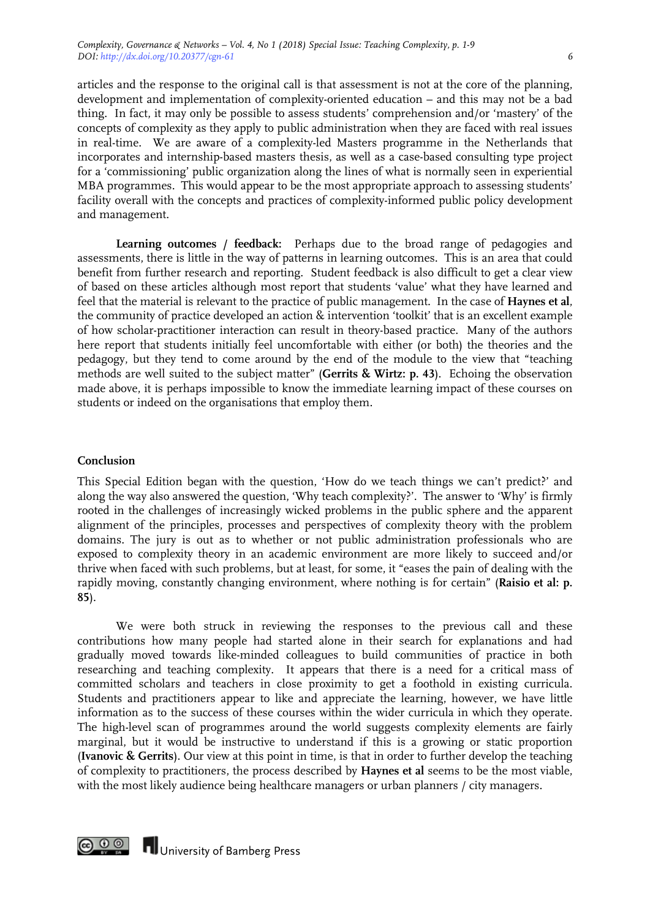articles and the response to the original call is that assessment is not at the core of the planning, development and implementation of complexity-oriented education – and this may not be a bad thing. In fact, it may only be possible to assess students' comprehension and/or 'mastery' of the concepts of complexity as they apply to public administration when they are faced with real issues in real-time. We are aware of a complexity-led Masters programme in the Netherlands that incorporates and internship-based masters thesis, as well as a case-based consulting type project for a 'commissioning' public organization along the lines of what is normally seen in experiential MBA programmes. This would appear to be the most appropriate approach to assessing students' facility overall with the concepts and practices of complexity-informed public policy development and management.

**Learning outcomes / feedback:** Perhaps due to the broad range of pedagogies and assessments, there is little in the way of patterns in learning outcomes. This is an area that could benefit from further research and reporting. Student feedback is also difficult to get a clear view of based on these articles although most report that students 'value' what they have learned and feel that the material is relevant to the practice of public management. In the case of **Haynes et al**, the community of practice developed an action & intervention 'toolkit' that is an excellent example of how scholar-practitioner interaction can result in theory-based practice. Many of the authors here report that students initially feel uncomfortable with either (or both) the theories and the pedagogy, but they tend to come around by the end of the module to the view that "teaching methods are well suited to the subject matter" (**Gerrits & Wirtz: p. 43**). Echoing the observation made above, it is perhaps impossible to know the immediate learning impact of these courses on students or indeed on the organisations that employ them.

## Conclusion

This Special Edition began with the question, 'How do we teach things we can't predict?' and along the way also answered the question, 'Why teach complexity?'. The answer to 'Why' is firmly rooted in the challenges of increasingly wicked problems in the public sphere and the apparent alignment of the principles, processes and perspectives of complexity theory with the problem domains. The jury is out as to whether or not public administration professionals who are exposed to complexity theory in an academic environment are more likely to succeed and/or thrive when faced with such problems, but at least, for some, it "eases the pain of dealing with the rapidly moving, constantly changing environment, where nothing is for certain" (**Raisio et al: p. 85**).

We were both struck in reviewing the responses to the previous call and these contributions how many people had started alone in their search for explanations and had gradually moved towards like-minded colleagues to build communities of practice in both researching and teaching complexity. It appears that there is a need for a critical mass of committed scholars and teachers in close proximity to get a foothold in existing curricula. Students and practitioners appear to like and appreciate the learning, however, we have little information as to the success of these courses within the wider curricula in which they operate. The high-level scan of programmes around the world suggests complexity elements are fairly marginal, but it would be instructive to understand if this is a growing or static proportion (**Ivanovic & Gerrits**). Our view at this point in time, is that in order to further develop the teaching of complexity to practitioners, the process described by **Haynes et al** seems to be the most viable, with the most likely audience being healthcare managers or urban planners / city managers.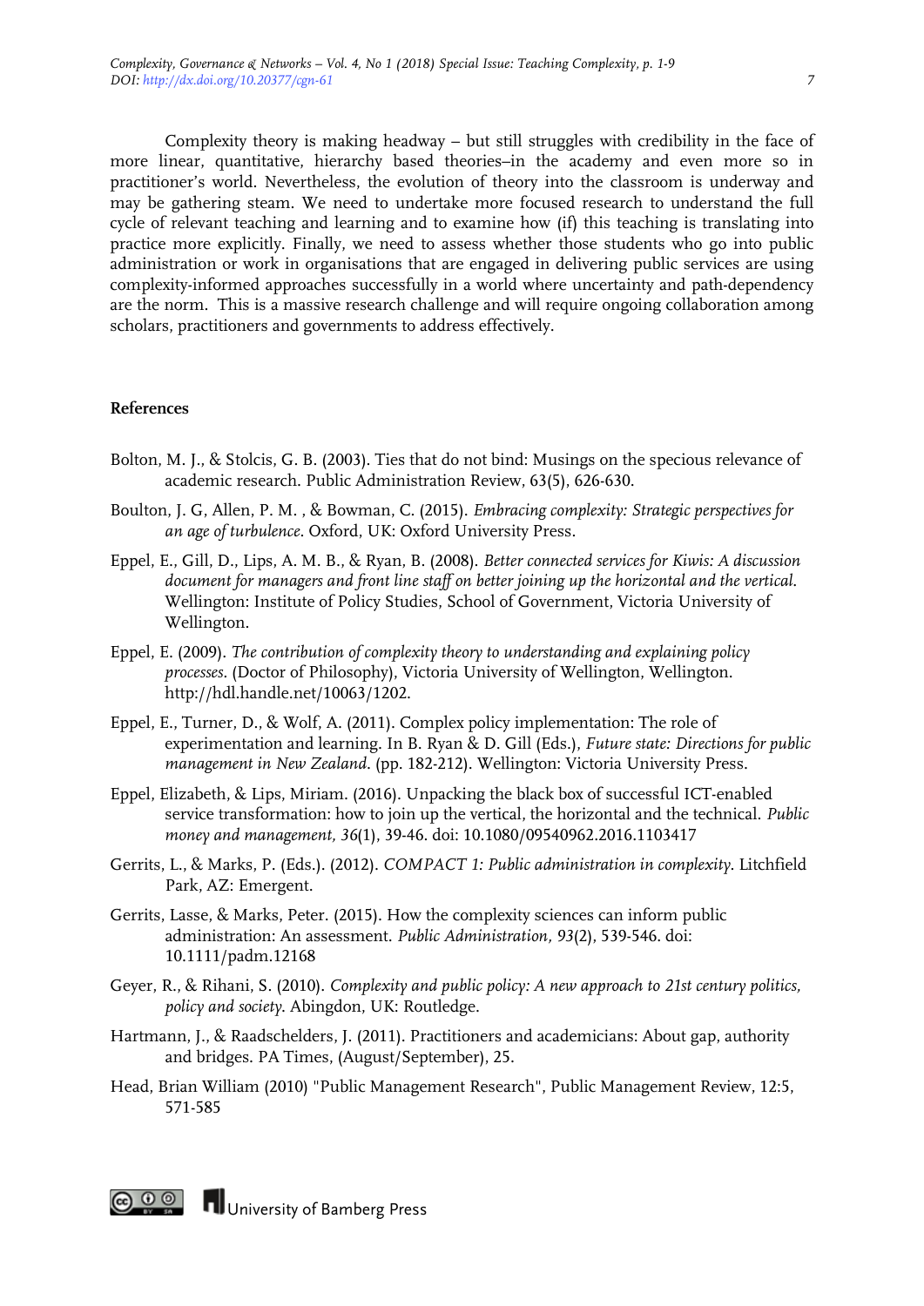Complexity theory is making headway – but still struggles with credibility in the face of more linear, quantitative, hierarchy based theories–in the academy and even more so in practitioner's world. Nevertheless, the evolution of theory into the classroom is underway and may be gathering steam. We need to undertake more focused research to understand the full cycle of relevant teaching and learning and to examine how (if) this teaching is translating into practice more explicitly. Finally, we need to assess whether those students who go into public administration or work in organisations that are engaged in delivering public services are using complexity-informed approaches successfully in a world where uncertainty and path-dependency are the norm. This is a massive research challenge and will require ongoing collaboration among scholars, practitioners and governments to address effectively.

## References

Bolton, M. J., & Stolcis, G. B. (2003). Ties that do not bind: Musings on the specious relevance of academic research. Public Administration Review, 63(5), 626-630.

Boulton, J. G, Allen, P. M. , & Bowman, C. (2015). *Embracing complexity: Strategic perspectives for an age of turbulence*. Oxford, UK: Oxford University Press.

Eppel, E., Gill, D., Lips, A. M. B., & Ryan, B. (2008). *Better connected services for Kiwis: A discussion document for managers and front line staff on better joining up the horizontal and the vertical*. Wellington: Institute of Policy Studies, School of Government, Victoria University of Wellington.

Eppel, E. (2009). *The contribution of complexity theory to understanding and explaining policy processes*. (Doctor of Philosophy), Victoria University of Wellington, Wellington. http://hdl.handle.net/10063/1202.

Eppel, E., Turner, D., & Wolf, A. (2011). Complex policy implementation: The role of experimentation and learning. In B. Ryan & D. Gill (Eds.), *Future state: Directions for public management in New Zealand*. (pp. 182-212). Wellington: Victoria University Press.

Eppel, Elizabeth, & Lips, Miriam. (2016). Unpacking the black box of successful ICT-enabled service transformation: how to join up the vertical, the horizontal and the technical. *Public money and management, 36*(1), 39-46. doi: 10.1080/09540962.2016.1103417

Gerrits, L., & Marks, P. (Eds.). (2012). *COMPACT 1: Public administration in complexity*. Litchfield Park, AZ: Emergent.

Gerrits, Lasse, & Marks, Peter. (2015). How the complexity sciences can inform public administration: An assessment. *Public Administration, 93*(2), 539-546. doi: 10.1111/padm.12168

Geyer, R., & Rihani, S. (2010). *Complexity and public policy: A new approach to 21st century politics, policy and society*. Abingdon, UK: Routledge.

Hartmann, J., & Raadschelders, J. (2011). Practitioners and academicians: About gap, authority and bridges. PA Times, (August/September), 25.

Head, Brian William (2010) "Public Management Research", Public Management Review, 12:5, 571-585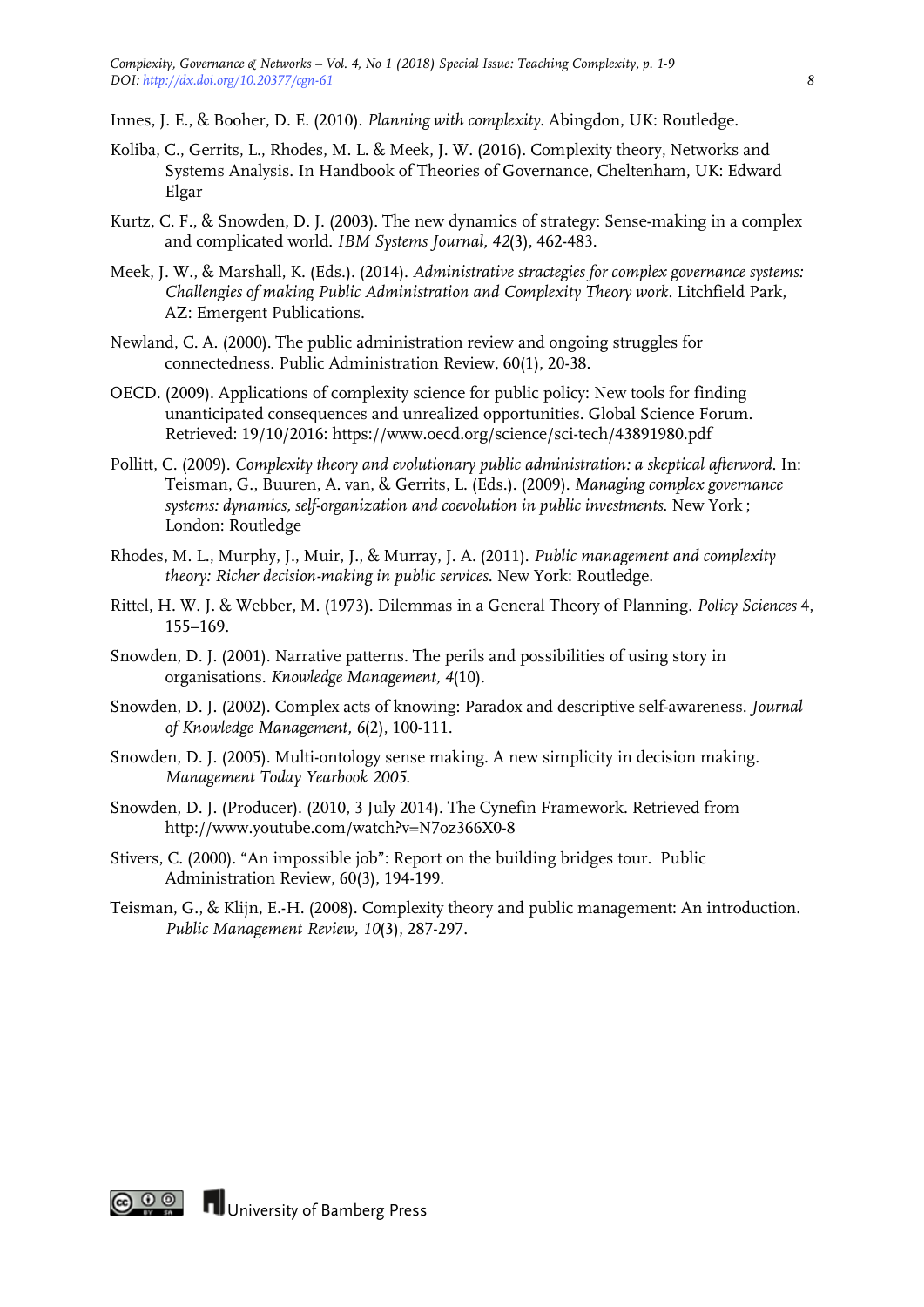Innes, J. E., & Booher, D. E. (2010). *Planning with complexity*. Abingdon, UK: Routledge.

Koliba, C., Gerrits, L., Rhodes, M. L. & Meek, J. W. (2016). Complexity theory, Networks and Systems Analysis. In Handbook of Theories of Governance, Cheltenham, UK: Edward Elgar

Kurtz, C. F., & Snowden, D. J. (2003). The new dynamics of strategy: Sense-making in a complex and complicated world. *IBM Systems Journal, 42*(3), 462-483.

Meek, J. W., & Marshall, K. (Eds.). (2014). *Administrative stractegies for complex governance systems: Challengies of making Public Administration and Complexity Theory work*. Litchfield Park, AZ: Emergent Publications.

Newland, C. A. (2000). The public administration review and ongoing struggles for connectedness. Public Administration Review, 60(1), 20-38.

OECD. (2009). Applications of complexity science for public policy: New tools for finding unanticipated consequences and unrealized opportunities. Global Science Forum. Retrieved: 19/10/2016: https://www.oecd.org/science/sci-tech/43891980.pdf

Pollitt, C. (2009). *Complexity theory and evolutionary public administration: a skeptical afterword*. In: Teisman, G., Buuren, A. van, & Gerrits, L. (Eds.). (2009). *Managing complex governance systems: dynamics, self-organization and coevolution in public investments*. New York ; London: Routledge

Rhodes, M. L., Murphy, J., Muir, J., & Murray, J. A. (2011). *Public management and complexity theory: Richer decision-making in public services*. New York: Routledge.

Rittel, H. W. J. & Webber, M. (1973). Dilemmas in a General Theory of Planning. *Policy Sciences* 4, 155–169.

Snowden, D. J. (2001). Narrative patterns. The perils and possibilities of using story in organisations. *Knowledge Management, 4*(10).

Snowden, D. J. (2002). Complex acts of knowing: Paradox and descriptive self-awareness. *Journal of Knowledge Management, 6*(2), 100-111.

Snowden, D. J. (2005). Multi-ontology sense making. A new simplicity in decision making. *Management Today Yearbook 2005*.

Snowden, D. J. (Producer). (2010, 3 July 2014). The Cynefin Framework. Retrieved from http://www.youtube.com/watch?v=N7oz366X0-8

Stivers, C. (2000). "An impossible job": Report on the building bridges tour. Public Administration Review, 60(3), 194-199.

Teisman, G., & Klijn, E.-H. (2008). Complexity theory and public management: An introduction. *Public Management Review, 10*(3), 287-297.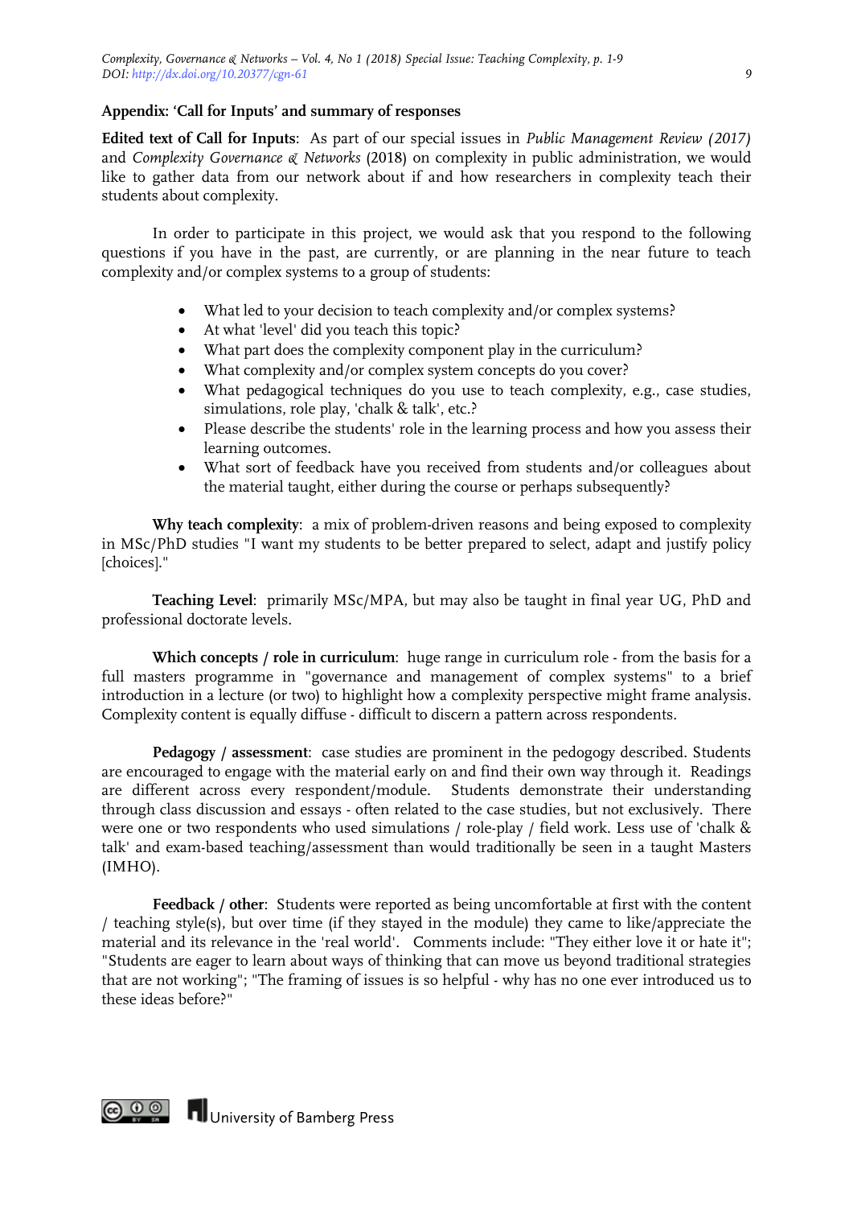## Appendix: 'Call for Inputs' and summary of responses

**Edited text of Call for Inputs**: As part of our special issues in *Public Management Review (2017)* and *Complexity Governance & Networks* (2018) on complexity in public administration, we would like to gather data from our network about if and how researchers in complexity teach their students about complexity.

In order to participate in this project, we would ask that you respond to the following questions if you have in the past, are currently, or are planning in the near future to teach complexity and/or complex systems to a group of students:

- What led to your decision to teach complexity and/or complex systems?
- At what 'level' did you teach this topic?
- What part does the complexity component play in the curriculum?
- What complexity and/or complex system concepts do you cover?
- What pedagogical techniques do you use to teach complexity, e.g., case studies, simulations, role play, 'chalk & talk', etc.?
- Please describe the students' role in the learning process and how you assess their learning outcomes.
- What sort of feedback have you received from students and/or colleagues about the material taught, either during the course or perhaps subsequently?

**Why teach complexity**: a mix of problem-driven reasons and being exposed to complexity in MSc/PhD studies "I want my students to be better prepared to select, adapt and justify policy [choices]."

**Teaching Level**: primarily MSc/MPA, but may also be taught in final year UG, PhD and professional doctorate levels.

**Which concepts / role in curriculum**: huge range in curriculum role - from the basis for a full masters programme in "governance and management of complex systems" to a brief introduction in a lecture (or two) to highlight how a complexity perspective might frame analysis. Complexity content is equally diffuse - difficult to discern a pattern across respondents.

**Pedagogy / assessment**: case studies are prominent in the pedogogy described. Students are encouraged to engage with the material early on and find their own way through it. Readings are different across every respondent/module. Students demonstrate their understanding through class discussion and essays - often related to the case studies, but not exclusively. There were one or two respondents who used simulations / role-play / field work. Less use of 'chalk & talk' and exam-based teaching/assessment than would traditionally be seen in a taught Masters (IMHO).

**Feedback / other**: Students were reported as being uncomfortable at first with the content / teaching style(s), but over time (if they stayed in the module) they came to like/appreciate the material and its relevance in the 'real world'. Comments include: "They either love it or hate it"; "Students are eager to learn about ways of thinking that can move us beyond traditional strategies that are not working"; "The framing of issues is so helpful - why has no one ever introduced us to these ideas before?"